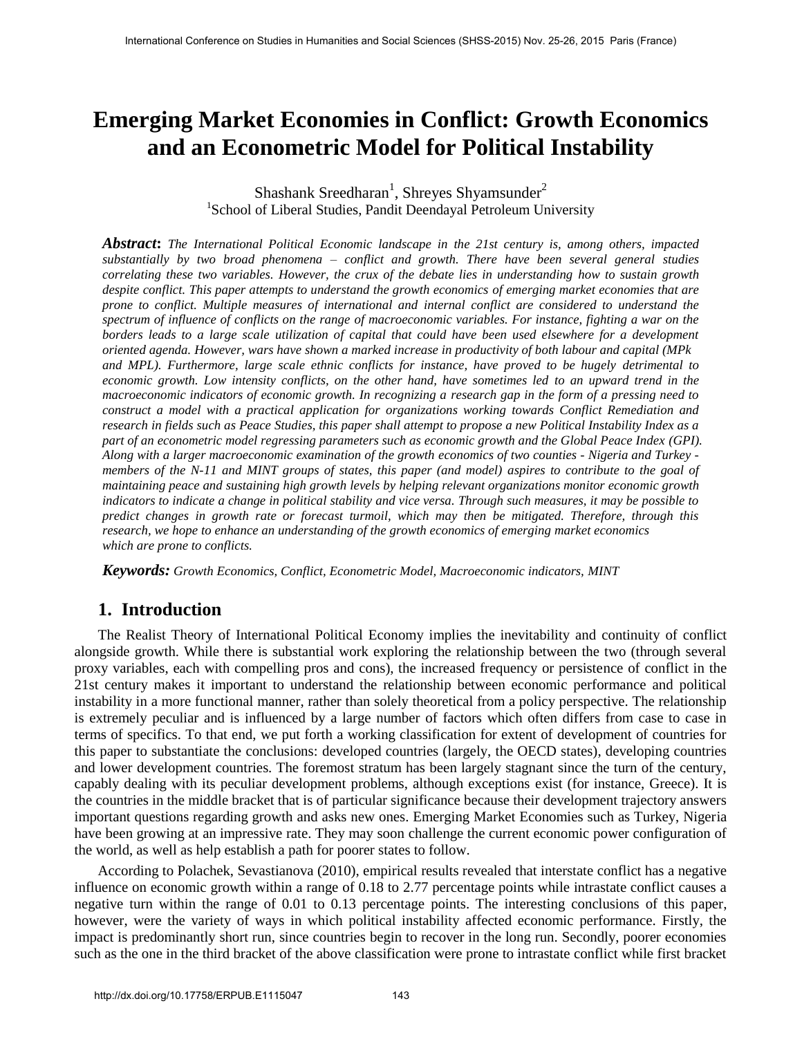# Emerging Market Economies in Conflict: Growth Economics and an Econometric Model for Political Instability

Shashank Sreedharan[1], Shreyes Shyamsunder[2]

[1]School of Liberal Studies, Pandit Deendayal Petroleum University

***Abstract***: *The International Political Economic landscape in the 21st century is, among others, impacted substantially by two broad phenomena – conflict and growth. There have been several general studies correlating these two variables. However, the crux of the debate lies in understanding how to sustain growth despite conflict. This paper attempts to understand the growth economics of emerging market economies that are prone to conflict. Multiple measures of international and internal conflict are considered to understand the spectrum of influence of conflicts on the range of macroeconomic variables. For instance, fighting a war on the borders leads to a large scale utilization of capital that could have been used elsewhere for a development oriented agenda. However, wars have shown a marked increase in productivity of both labour and capital (MPk and MPL). Furthermore, large scale ethnic conflicts for instance, have proved to be hugely detrimental to economic growth. Low intensity conflicts, on the other hand, have sometimes led to an upward trend in the macroeconomic indicators of economic growth. In recognizing a research gap in the form of a pressing need to construct a model with a practical application for organizations working towards Conflict Remediation and research in fields such as Peace Studies, this paper shall attempt to propose a new Political Instability Index as a part of an econometric model regressing parameters such as economic growth and the Global Peace Index (GPI). Along with a larger macroeconomic examination of the growth economics of two counties - Nigeria and Turkey - members of the N-11 and MINT groups of states, this paper (and model) aspires to contribute to the goal of maintaining peace and sustaining high growth levels by helping relevant organizations monitor economic growth indicators to indicate a change in political stability and vice versa. Through such measures, it may be possible to predict changes in growth rate or forecast turmoil, which may then be mitigated. Therefore, through this research, we hope to enhance an understanding of the growth economics of emerging market economics which are prone to conflicts.*

***Keywords:*** *Growth Economics, Conflict, Econometric Model, Macroeconomic indicators, MINT*

## 1. Introduction

The Realist Theory of International Political Economy implies the inevitability and continuity of conflict alongside growth. While there is substantial work exploring the relationship between the two (through several proxy variables, each with compelling pros and cons), the increased frequency or persistence of conflict in the 21st century makes it important to understand the relationship between economic performance and political instability in a more functional manner, rather than solely theoretical from a policy perspective. The relationship is extremely peculiar and is influenced by a large number of factors which often differs from case to case in terms of specifics. To that end, we put forth a working classification for extent of development of countries for this paper to substantiate the conclusions: developed countries (largely, the OECD states), developing countries and lower development countries. The foremost stratum has been largely stagnant since the turn of the century, capably dealing with its peculiar development problems, although exceptions exist (for instance, Greece). It is the countries in the middle bracket that is of particular significance because their development trajectory answers important questions regarding growth and asks new ones. Emerging Market Economies such as Turkey, Nigeria have been growing at an impressive rate. They may soon challenge the current economic power configuration of the world, as well as help establish a path for poorer states to follow.

According to Polachek, Sevastianova (2010), empirical results revealed that interstate conflict has a negative influence on economic growth within a range of 0.18 to 2.77 percentage points while intrastate conflict causes a negative turn within the range of 0.01 to 0.13 percentage points. The interesting conclusions of this paper, however, were the variety of ways in which political instability affected economic performance. Firstly, the impact is predominantly short run, since countries begin to recover in the long run. Secondly, poorer economies such as the one in the third bracket of the above classification were prone to intrastate conflict while first bracket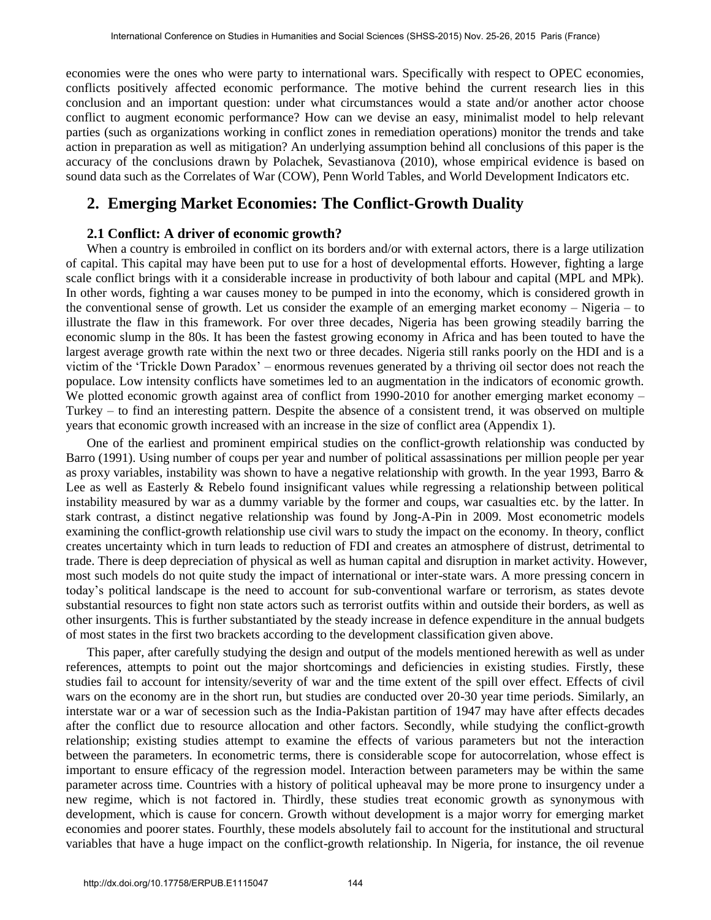economies were the ones who were party to international wars. Specifically with respect to OPEC economies, conflicts positively affected economic performance. The motive behind the current research lies in this conclusion and an important question: under what circumstances would a state and/or another actor choose conflict to augment economic performance? How can we devise an easy, minimalist model to help relevant parties (such as organizations working in conflict zones in remediation operations) monitor the trends and take action in preparation as well as mitigation? An underlying assumption behind all conclusions of this paper is the accuracy of the conclusions drawn by Polachek, Sevastianova (2010), whose empirical evidence is based on sound data such as the Correlates of War (COW), Penn World Tables, and World Development Indicators etc.

## 2. Emerging Market Economies: The Conflict-Growth Duality

### 2.1 Conflict: A driver of economic growth?

When a country is embroiled in conflict on its borders and/or with external actors, there is a large utilization of capital. This capital may have been put to use for a host of developmental efforts. However, fighting a large scale conflict brings with it a considerable increase in productivity of both labour and capital (MPL and MPk). In other words, fighting a war causes money to be pumped in into the economy, which is considered growth in the conventional sense of growth. Let us consider the example of an emerging market economy – Nigeria – to illustrate the flaw in this framework. For over three decades, Nigeria has been growing steadily barring the economic slump in the 80s. It has been the fastest growing economy in Africa and has been touted to have the largest average growth rate within the next two or three decades. Nigeria still ranks poorly on the HDI and is a victim of the 'Trickle Down Paradox' – enormous revenues generated by a thriving oil sector does not reach the populace. Low intensity conflicts have sometimes led to an augmentation in the indicators of economic growth. We plotted economic growth against area of conflict from 1990-2010 for another emerging market economy – Turkey – to find an interesting pattern. Despite the absence of a consistent trend, it was observed on multiple years that economic growth increased with an increase in the size of conflict area (Appendix 1).

One of the earliest and prominent empirical studies on the conflict-growth relationship was conducted by Barro (1991). Using number of coups per year and number of political assassinations per million people per year as proxy variables, instability was shown to have a negative relationship with growth. In the year 1993, Barro & Lee as well as Easterly & Rebelo found insignificant values while regressing a relationship between political instability measured by war as a dummy variable by the former and coups, war casualties etc. by the latter. In stark contrast, a distinct negative relationship was found by Jong-A-Pin in 2009. Most econometric models examining the conflict-growth relationship use civil wars to study the impact on the economy. In theory, conflict creates uncertainty which in turn leads to reduction of FDI and creates an atmosphere of distrust, detrimental to trade. There is deep depreciation of physical as well as human capital and disruption in market activity. However, most such models do not quite study the impact of international or inter-state wars. A more pressing concern in today's political landscape is the need to account for sub-conventional warfare or terrorism, as states devote substantial resources to fight non state actors such as terrorist outfits within and outside their borders, as well as other insurgents. This is further substantiated by the steady increase in defence expenditure in the annual budgets of most states in the first two brackets according to the development classification given above.

This paper, after carefully studying the design and output of the models mentioned herewith as well as under references, attempts to point out the major shortcomings and deficiencies in existing studies. Firstly, these studies fail to account for intensity/severity of war and the time extent of the spill over effect. Effects of civil wars on the economy are in the short run, but studies are conducted over 20-30 year time periods. Similarly, an interstate war or a war of secession such as the India-Pakistan partition of 1947 may have after effects decades after the conflict due to resource allocation and other factors. Secondly, while studying the conflict-growth relationship; existing studies attempt to examine the effects of various parameters but not the interaction between the parameters. In econometric terms, there is considerable scope for autocorrelation, whose effect is important to ensure efficacy of the regression model. Interaction between parameters may be within the same parameter across time. Countries with a history of political upheaval may be more prone to insurgency under a new regime, which is not factored in. Thirdly, these studies treat economic growth as synonymous with development, which is cause for concern. Growth without development is a major worry for emerging market economies and poorer states. Fourthly, these models absolutely fail to account for the institutional and structural variables that have a huge impact on the conflict-growth relationship. In Nigeria, for instance, the oil revenue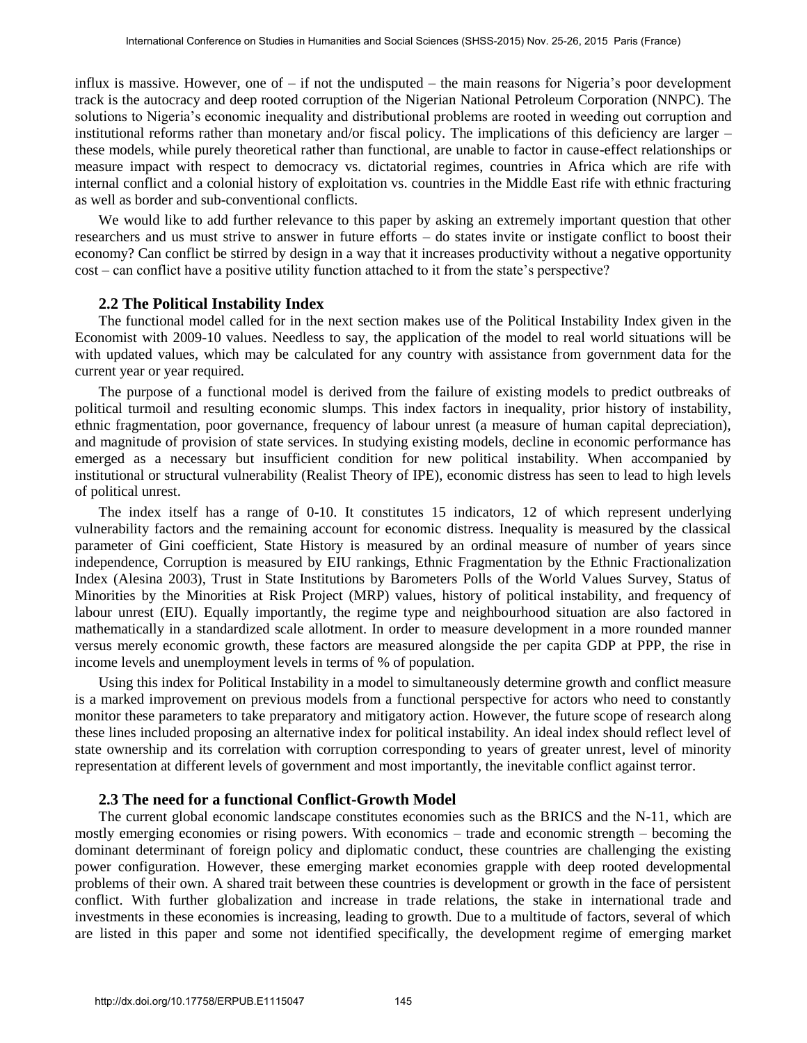influx is massive. However, one of – if not the undisputed – the main reasons for Nigeria's poor development track is the autocracy and deep rooted corruption of the Nigerian National Petroleum Corporation (NNPC). The solutions to Nigeria's economic inequality and distributional problems are rooted in weeding out corruption and institutional reforms rather than monetary and/or fiscal policy. The implications of this deficiency are larger – these models, while purely theoretical rather than functional, are unable to factor in cause-effect relationships or measure impact with respect to democracy vs. dictatorial regimes, countries in Africa which are rife with internal conflict and a colonial history of exploitation vs. countries in the Middle East rife with ethnic fracturing as well as border and sub-conventional conflicts.

We would like to add further relevance to this paper by asking an extremely important question that other researchers and us must strive to answer in future efforts – do states invite or instigate conflict to boost their economy? Can conflict be stirred by design in a way that it increases productivity without a negative opportunity cost – can conflict have a positive utility function attached to it from the state's perspective?

### 2.2 The Political Instability Index

The functional model called for in the next section makes use of the Political Instability Index given in the Economist with 2009-10 values. Needless to say, the application of the model to real world situations will be with updated values, which may be calculated for any country with assistance from government data for the current year or year required.

The purpose of a functional model is derived from the failure of existing models to predict outbreaks of political turmoil and resulting economic slumps. This index factors in inequality, prior history of instability, ethnic fragmentation, poor governance, frequency of labour unrest (a measure of human capital depreciation), and magnitude of provision of state services. In studying existing models, decline in economic performance has emerged as a necessary but insufficient condition for new political instability. When accompanied by institutional or structural vulnerability (Realist Theory of IPE), economic distress has seen to lead to high levels of political unrest.

The index itself has a range of 0-10. It constitutes 15 indicators, 12 of which represent underlying vulnerability factors and the remaining account for economic distress. Inequality is measured by the classical parameter of Gini coefficient, State History is measured by an ordinal measure of number of years since independence, Corruption is measured by EIU rankings, Ethnic Fragmentation by the Ethnic Fractionalization Index (Alesina 2003), Trust in State Institutions by Barometers Polls of the World Values Survey, Status of Minorities by the Minorities at Risk Project (MRP) values, history of political instability, and frequency of labour unrest (EIU). Equally importantly, the regime type and neighbourhood situation are also factored in mathematically in a standardized scale allotment. In order to measure development in a more rounded manner versus merely economic growth, these factors are measured alongside the per capita GDP at PPP, the rise in income levels and unemployment levels in terms of % of population.

Using this index for Political Instability in a model to simultaneously determine growth and conflict measure is a marked improvement on previous models from a functional perspective for actors who need to constantly monitor these parameters to take preparatory and mitigatory action. However, the future scope of research along these lines included proposing an alternative index for political instability. An ideal index should reflect level of state ownership and its correlation with corruption corresponding to years of greater unrest, level of minority representation at different levels of government and most importantly, the inevitable conflict against terror.

### 2.3 The need for a functional Conflict-Growth Model

The current global economic landscape constitutes economies such as the BRICS and the N-11, which are mostly emerging economies or rising powers. With economics – trade and economic strength – becoming the dominant determinant of foreign policy and diplomatic conduct, these countries are challenging the existing power configuration. However, these emerging market economies grapple with deep rooted developmental problems of their own. A shared trait between these countries is development or growth in the face of persistent conflict. With further globalization and increase in trade relations, the stake in international trade and investments in these economies is increasing, leading to growth. Due to a multitude of factors, several of which are listed in this paper and some not identified specifically, the development regime of emerging market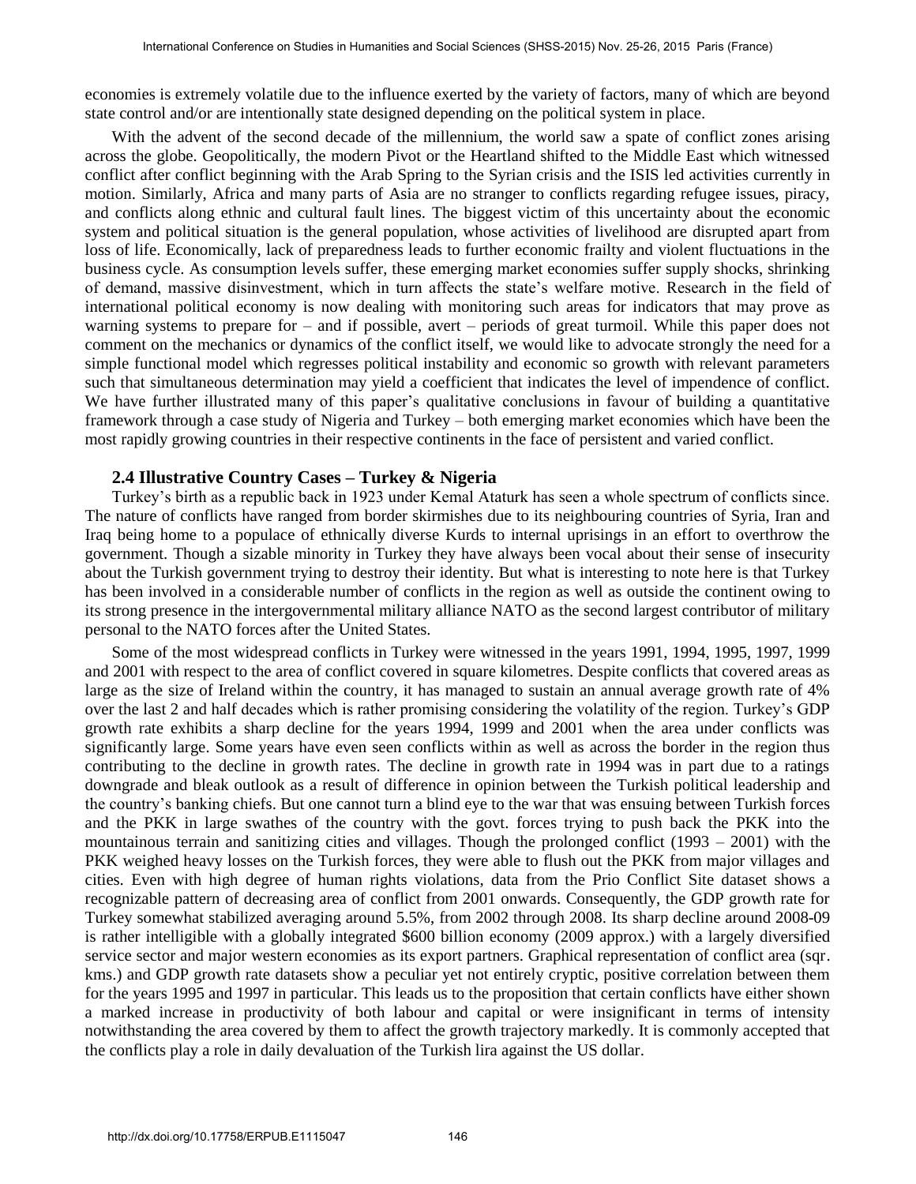economies is extremely volatile due to the influence exerted by the variety of factors, many of which are beyond state control and/or are intentionally state designed depending on the political system in place.

With the advent of the second decade of the millennium, the world saw a spate of conflict zones arising across the globe. Geopolitically, the modern Pivot or the Heartland shifted to the Middle East which witnessed conflict after conflict beginning with the Arab Spring to the Syrian crisis and the ISIS led activities currently in motion. Similarly, Africa and many parts of Asia are no stranger to conflicts regarding refugee issues, piracy, and conflicts along ethnic and cultural fault lines. The biggest victim of this uncertainty about the economic system and political situation is the general population, whose activities of livelihood are disrupted apart from loss of life. Economically, lack of preparedness leads to further economic frailty and violent fluctuations in the business cycle. As consumption levels suffer, these emerging market economies suffer supply shocks, shrinking of demand, massive disinvestment, which in turn affects the state's welfare motive. Research in the field of international political economy is now dealing with monitoring such areas for indicators that may prove as warning systems to prepare for – and if possible, avert – periods of great turmoil. While this paper does not comment on the mechanics or dynamics of the conflict itself, we would like to advocate strongly the need for a simple functional model which regresses political instability and economic so growth with relevant parameters such that simultaneous determination may yield a coefficient that indicates the level of impendence of conflict. We have further illustrated many of this paper's qualitative conclusions in favour of building a quantitative framework through a case study of Nigeria and Turkey – both emerging market economies which have been the most rapidly growing countries in their respective continents in the face of persistent and varied conflict.

### 2.4 Illustrative Country Cases – Turkey & Nigeria

Turkey's birth as a republic back in 1923 under Kemal Ataturk has seen a whole spectrum of conflicts since. The nature of conflicts have ranged from border skirmishes due to its neighbouring countries of Syria, Iran and Iraq being home to a populace of ethnically diverse Kurds to internal uprisings in an effort to overthrow the government. Though a sizable minority in Turkey they have always been vocal about their sense of insecurity about the Turkish government trying to destroy their identity. But what is interesting to note here is that Turkey has been involved in a considerable number of conflicts in the region as well as outside the continent owing to its strong presence in the intergovernmental military alliance NATO as the second largest contributor of military personal to the NATO forces after the United States.

Some of the most widespread conflicts in Turkey were witnessed in the years 1991, 1994, 1995, 1997, 1999 and 2001 with respect to the area of conflict covered in square kilometres. Despite conflicts that covered areas as large as the size of Ireland within the country, it has managed to sustain an annual average growth rate of 4% over the last 2 and half decades which is rather promising considering the volatility of the region. Turkey's GDP growth rate exhibits a sharp decline for the years 1994, 1999 and 2001 when the area under conflicts was significantly large. Some years have even seen conflicts within as well as across the border in the region thus contributing to the decline in growth rates. The decline in growth rate in 1994 was in part due to a ratings downgrade and bleak outlook as a result of difference in opinion between the Turkish political leadership and the country's banking chiefs. But one cannot turn a blind eye to the war that was ensuing between Turkish forces and the PKK in large swathes of the country with the govt. forces trying to push back the PKK into the mountainous terrain and sanitizing cities and villages. Though the prolonged conflict (1993 – 2001) with the PKK weighed heavy losses on the Turkish forces, they were able to flush out the PKK from major villages and cities. Even with high degree of human rights violations, data from the Prio Conflict Site dataset shows a recognizable pattern of decreasing area of conflict from 2001 onwards. Consequently, the GDP growth rate for Turkey somewhat stabilized averaging around 5.5%, from 2002 through 2008. Its sharp decline around 2008-09 is rather intelligible with a globally integrated $600 billion economy (2009 approx.) with a largely diversified service sector and major western economies as its export partners. Graphical representation of conflict area (sqr. kms.) and GDP growth rate datasets show a peculiar yet not entirely cryptic, positive correlation between them for the years 1995 and 1997 in particular. This leads us to the proposition that certain conflicts have either shown a marked increase in productivity of both labour and capital or were insignificant in terms of intensity notwithstanding the area covered by them to affect the growth trajectory markedly. It is commonly accepted that the conflicts play a role in daily devaluation of the Turkish lira against the US dollar.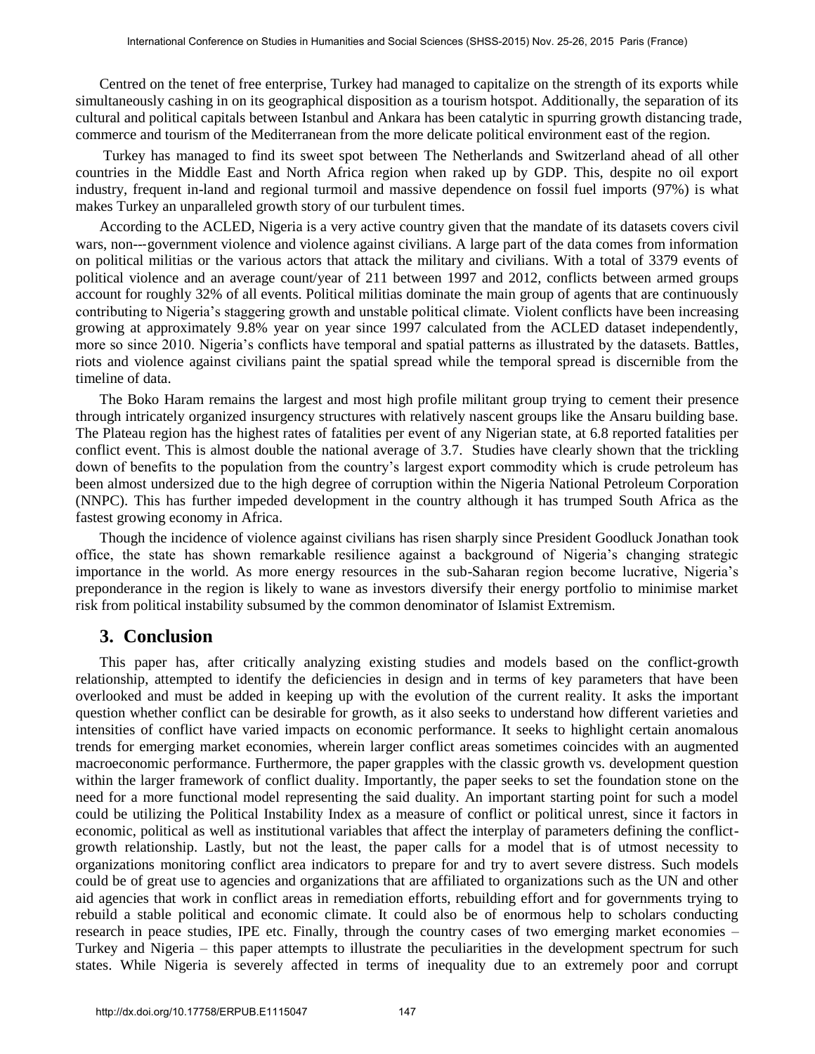Centred on the tenet of free enterprise, Turkey had managed to capitalize on the strength of its exports while simultaneously cashing in on its geographical disposition as a tourism hotspot. Additionally, the separation of its cultural and political capitals between Istanbul and Ankara has been catalytic in spurring growth distancing trade, commerce and tourism of the Mediterranean from the more delicate political environment east of the region.

Turkey has managed to find its sweet spot between The Netherlands and Switzerland ahead of all other countries in the Middle East and North Africa region when raked up by GDP. This, despite no oil export industry, frequent in-land and regional turmoil and massive dependence on fossil fuel imports (97%) is what makes Turkey an unparalleled growth story of our turbulent times.

According to the ACLED, Nigeria is a very active country given that the mandate of its datasets covers civil wars, non---government violence and violence against civilians. A large part of the data comes from information on political militias or the various actors that attack the military and civilians. With a total of 3379 events of political violence and an average count/year of 211 between 1997 and 2012, conflicts between armed groups account for roughly 32% of all events. Political militias dominate the main group of agents that are continuously contributing to Nigeria's staggering growth and unstable political climate. Violent conflicts have been increasing growing at approximately 9.8% year on year since 1997 calculated from the ACLED dataset independently, more so since 2010. Nigeria's conflicts have temporal and spatial patterns as illustrated by the datasets. Battles, riots and violence against civilians paint the spatial spread while the temporal spread is discernible from the timeline of data.

The Boko Haram remains the largest and most high profile militant group trying to cement their presence through intricately organized insurgency structures with relatively nascent groups like the Ansaru building base. The Plateau region has the highest rates of fatalities per event of any Nigerian state, at 6.8 reported fatalities per conflict event. This is almost double the national average of 3.7. Studies have clearly shown that the trickling down of benefits to the population from the country's largest export commodity which is crude petroleum has been almost undersized due to the high degree of corruption within the Nigeria National Petroleum Corporation (NNPC). This has further impeded development in the country although it has trumped South Africa as the fastest growing economy in Africa.

Though the incidence of violence against civilians has risen sharply since President Goodluck Jonathan took office, the state has shown remarkable resilience against a background of Nigeria's changing strategic importance in the world. As more energy resources in the sub-Saharan region become lucrative, Nigeria's preponderance in the region is likely to wane as investors diversify their energy portfolio to minimise market risk from political instability subsumed by the common denominator of Islamist Extremism.

## 3. Conclusion

This paper has, after critically analyzing existing studies and models based on the conflict-growth relationship, attempted to identify the deficiencies in design and in terms of key parameters that have been overlooked and must be added in keeping up with the evolution of the current reality. It asks the important question whether conflict can be desirable for growth, as it also seeks to understand how different varieties and intensities of conflict have varied impacts on economic performance. It seeks to highlight certain anomalous trends for emerging market economies, wherein larger conflict areas sometimes coincides with an augmented macroeconomic performance. Furthermore, the paper grapples with the classic growth vs. development question within the larger framework of conflict duality. Importantly, the paper seeks to set the foundation stone on the need for a more functional model representing the said duality. An important starting point for such a model could be utilizing the Political Instability Index as a measure of conflict or political unrest, since it factors in economic, political as well as institutional variables that affect the interplay of parameters defining the conflict-growth relationship. Lastly, but not the least, the paper calls for a model that is of utmost necessity to organizations monitoring conflict area indicators to prepare for and try to avert severe distress. Such models could be of great use to agencies and organizations that are affiliated to organizations such as the UN and other aid agencies that work in conflict areas in remediation efforts, rebuilding effort and for governments trying to rebuild a stable political and economic climate. It could also be of enormous help to scholars conducting research in peace studies, IPE etc. Finally, through the country cases of two emerging market economies – Turkey and Nigeria – this paper attempts to illustrate the peculiarities in the development spectrum for such states. While Nigeria is severely affected in terms of inequality due to an extremely poor and corrupt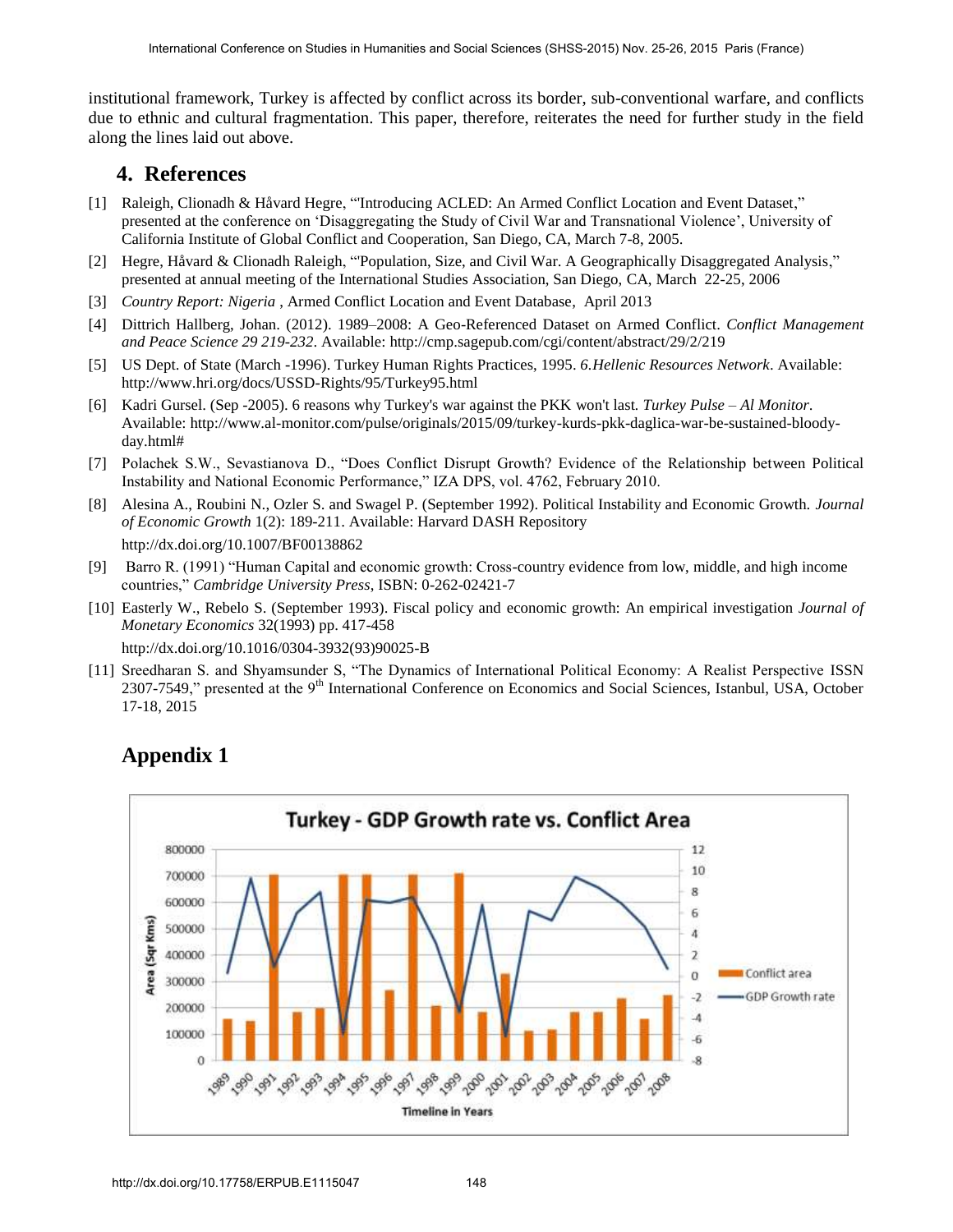institutional framework, Turkey is affected by conflict across its border, sub-conventional warfare, and conflicts due to ethnic and cultural fragmentation. This paper, therefore, reiterates the need for further study in the field along the lines laid out above.

## 4. References

[1] Raleigh, Clionadh & Håvard Hegre, "'Introducing ACLED: An Armed Conflict Location and Event Dataset," presented at the conference on 'Disaggregating the Study of Civil War and Transnational Violence', University of California Institute of Global Conflict and Cooperation, San Diego, CA, March 7-8, 2005.

[2] Hegre, Håvard & Clionadh Raleigh, "'Population, Size, and Civil War. A Geographically Disaggregated Analysis," presented at annual meeting of the International Studies Association, San Diego, CA, March 22-25, 2006

[3] *Country Report: Nigeria* , Armed Conflict Location and Event Database, April 2013

[4] Dittrich Hallberg, Johan. (2012). 1989–2008: A Geo-Referenced Dataset on Armed Conflict. *Conflict Management and Peace Science 29 219-232*. Available: http://cmp.sagepub.com/cgi/content/abstract/29/2/219

[5] US Dept. of State (March -1996). Turkey Human Rights Practices, 1995. *6.Hellenic Resources Network*. Available: http://www.hri.org/docs/USSD-Rights/95/Turkey95.html

[6] Kadri Gursel. (Sep -2005). 6 reasons why Turkey's war against the PKK won't last. *Turkey Pulse – Al Monitor*. Available: http://www.al-monitor.com/pulse/originals/2015/09/turkey-kurds-pkk-daglica-war-be-sustained-bloody-day.html#

[7] Polachek S.W., Sevastianova D., "Does Conflict Disrupt Growth? Evidence of the Relationship between Political Instability and National Economic Performance," IZA DPS, vol. 4762, February 2010.

[8] Alesina A., Roubini N., Ozler S. and Swagel P. (September 1992). Political Instability and Economic Growth. *Journal of Economic Growth* 1(2): 189-211. Available: Harvard DASH Repository http://dx.doi.org/10.1007/BF00138862

[9] Barro R. (1991) "Human Capital and economic growth: Cross-country evidence from low, middle, and high income countries," *Cambridge University Press*, ISBN: 0-262-02421-7

[10] Easterly W., Rebelo S. (September 1993). Fiscal policy and economic growth: An empirical investigation *Journal of Monetary Economics* 32(1993) pp. 417-458 http://dx.doi.org/10.1016/0304-3932(93)90025-B

[11] Sreedharan S. and Shyamsunder S, "The Dynamics of International Political Economy: A Realist Perspective ISSN 2307-7549," presented at the 9th International Conference on Economics and Social Sciences, Istanbul, USA, October 17-18, 2015

# Appendix 1

Turkey - GDP Growth rate vs. Conflict Area

Area (Sqr Kms)

800000
700000
600000
500000
400000
300000
200000
100000
0

12
10
8
6
4
2
0
-2
-4
-6
-8

Conflict area
GDP Growth rate

1989 1990 1991 1992 1993 1994 1995 1996 1997 1998 1999 2000 2001 2002 2003 2004 2005 2006 2007 2008

Timeline in Years